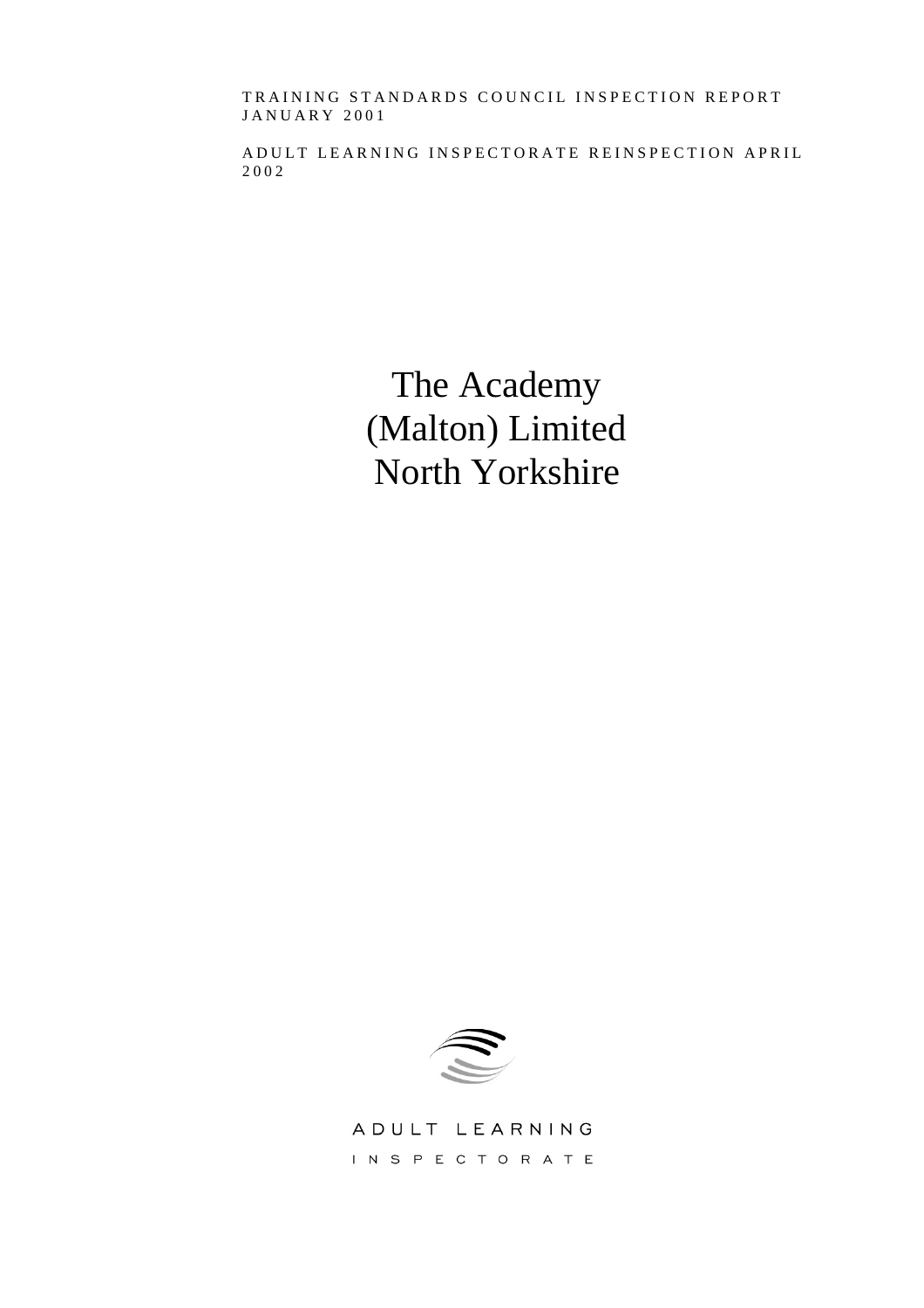TRAINING STANDARDS COUNCIL INSPECTION REPORT
JANUARY 2001

ADULT LEARNING INSPECTORATE REINSPECTION APRIL 2002

# The Academy (Malton) Limited North Yorkshire

ADULT LEARNING INSPECTORATE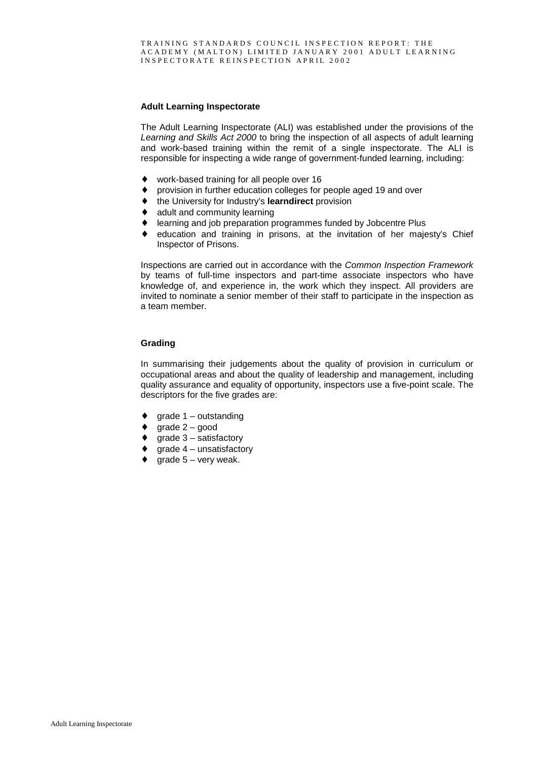## Adult Learning Inspectorate

The Adult Learning Inspectorate (ALI) was established under the provisions of the *Learning and Skills Act 2000* to bring the inspection of all aspects of adult learning and work-based training within the remit of a single inspectorate. The ALI is responsible for inspecting a wide range of government-funded learning, including:

- work-based training for all people over 16
- provision in further education colleges for people aged 19 and over
- the University for Industry's **learndirect** provision
- adult and community learning
- learning and job preparation programmes funded by Jobcentre Plus
- education and training in prisons, at the invitation of her majesty's Chief Inspector of Prisons.

Inspections are carried out in accordance with the *Common Inspection Framework* by teams of full-time inspectors and part-time associate inspectors who have knowledge of, and experience in, the work which they inspect. All providers are invited to nominate a senior member of their staff to participate in the inspection as a team member.

## Grading

In summarising their judgements about the quality of provision in curriculum or occupational areas and about the quality of leadership and management, including quality assurance and equality of opportunity, inspectors use a five-point scale. The descriptors for the five grades are:

- grade 1 – outstanding
- grade 2 – good
- grade 3 – satisfactory
- grade 4 – unsatisfactory
- grade 5 – very weak.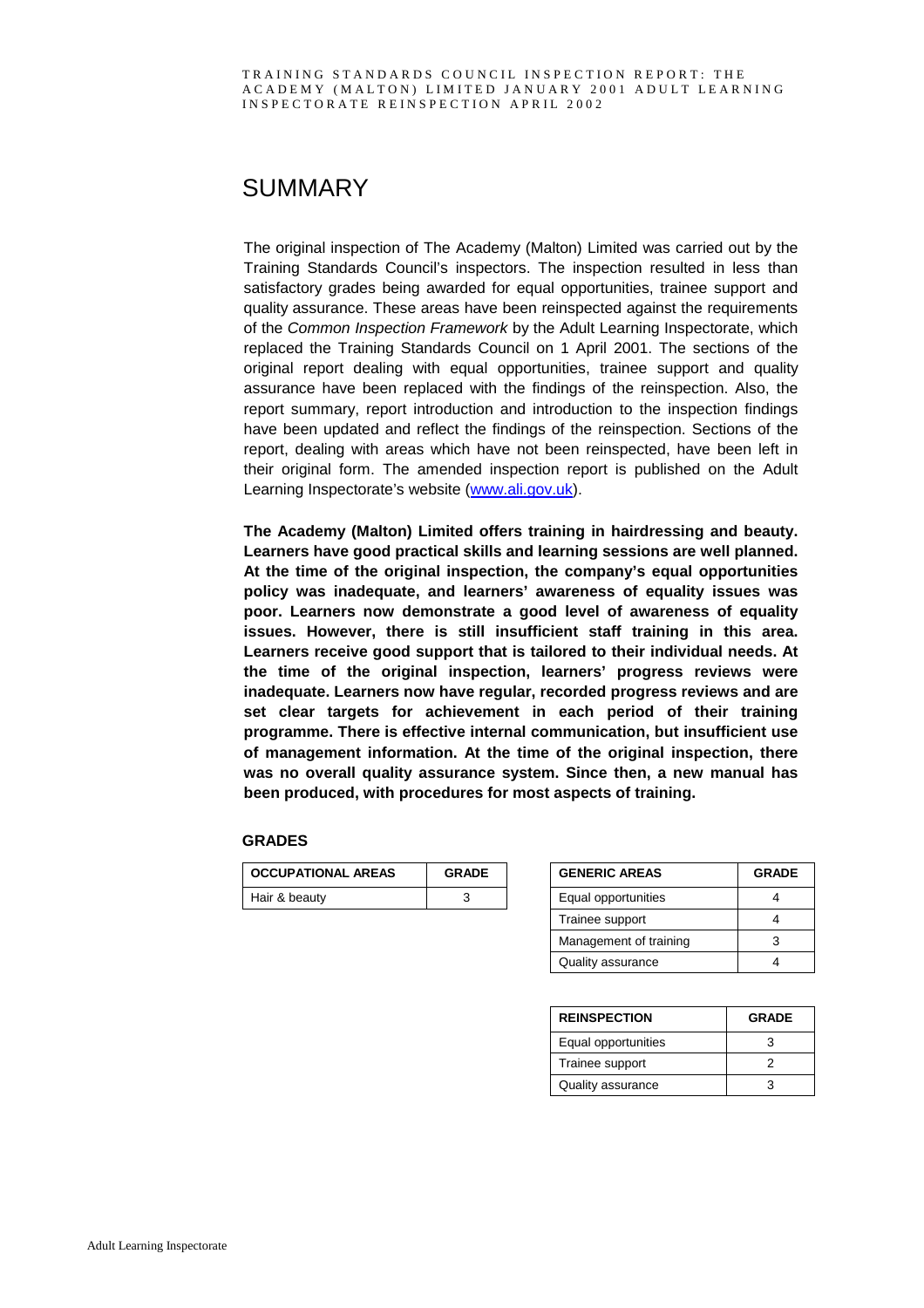# SUMMARY

The original inspection of The Academy (Malton) Limited was carried out by the Training Standards Council's inspectors. The inspection resulted in less than satisfactory grades being awarded for equal opportunities, trainee support and quality assurance. These areas have been reinspected against the requirements of the *Common Inspection Framework* by the Adult Learning Inspectorate, which replaced the Training Standards Council on 1 April 2001. The sections of the original report dealing with equal opportunities, trainee support and quality assurance have been replaced with the findings of the reinspection. Also, the report summary, report introduction and introduction to the inspection findings have been updated and reflect the findings of the reinspection. Sections of the report, dealing with areas which have not been reinspected, have been left in their original form. The amended inspection report is published on the Adult Learning Inspectorate's website (www.ali.gov.uk).

**The Academy (Malton) Limited offers training in hairdressing and beauty. Learners have good practical skills and learning sessions are well planned. At the time of the original inspection, the company's equal opportunities policy was inadequate, and learners' awareness of equality issues was poor. Learners now demonstrate a good level of awareness of equality issues. However, there is still insufficient staff training in this area. Learners receive good support that is tailored to their individual needs. At the time of the original inspection, learners' progress reviews were inadequate. Learners now have regular, recorded progress reviews and are set clear targets for achievement in each period of their training programme. There is effective internal communication, but insufficient use of management information. At the time of the original inspection, there was no overall quality assurance system. Since then, a new manual has been produced, with procedures for most aspects of training.**

### GRADES

| OCCUPATIONAL AREAS | GRADE |
|---|---|
| Hair & beauty | 3 |

| GENERIC AREAS | GRADE |
|---|---|
| Equal opportunities | 4 |
| Trainee support | 4 |
| Management of training | 3 |
| Quality assurance | 4 |

| REINSPECTION | GRADE |
|---|---|
| Equal opportunities | 3 |
| Trainee support | 2 |
| Quality assurance | 3 |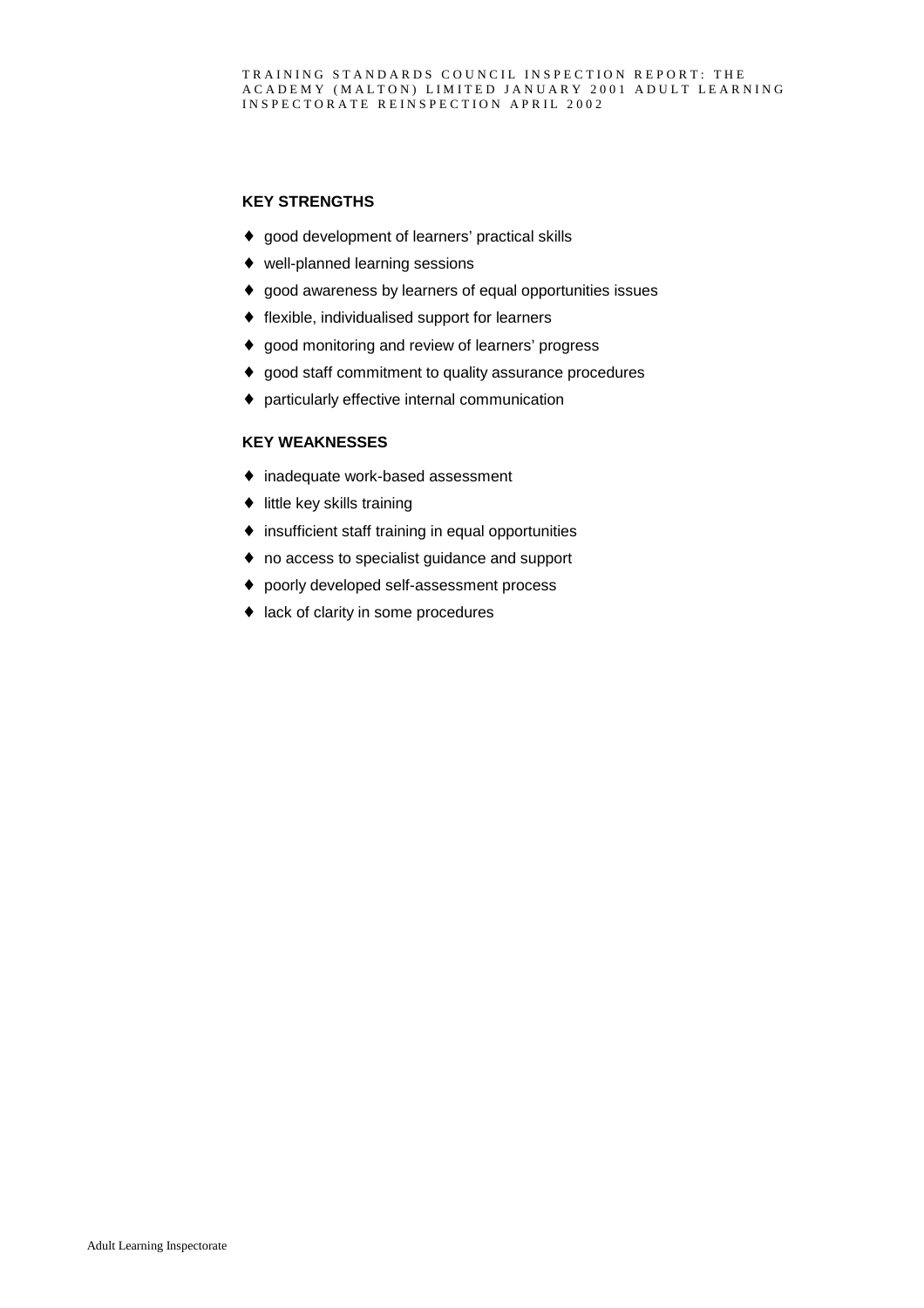### KEY STRENGTHS

- good development of learners' practical skills
- well-planned learning sessions
- good awareness by learners of equal opportunities issues
- flexible, individualised support for learners
- good monitoring and review of learners' progress
- good staff commitment to quality assurance procedures
- particularly effective internal communication

### KEY WEAKNESSES

- inadequate work-based assessment
- little key skills training
- insufficient staff training in equal opportunities
- no access to specialist guidance and support
- poorly developed self-assessment process
- lack of clarity in some procedures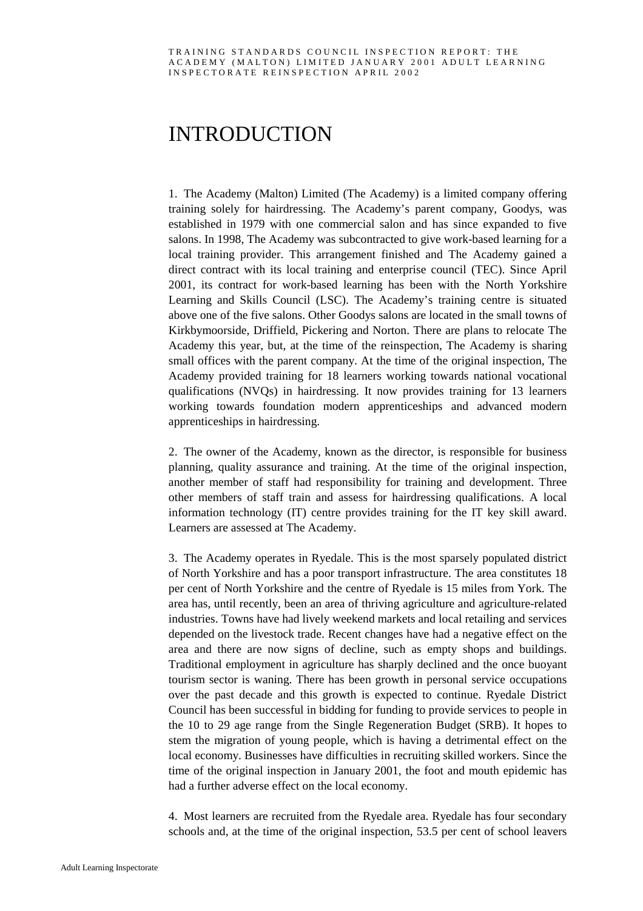# INTRODUCTION

1. The Academy (Malton) Limited (The Academy) is a limited company offering training solely for hairdressing. The Academy's parent company, Goodys, was established in 1979 with one commercial salon and has since expanded to five salons. In 1998, The Academy was subcontracted to give work-based learning for a local training provider. This arrangement finished and The Academy gained a direct contract with its local training and enterprise council (TEC). Since April 2001, its contract for work-based learning has been with the North Yorkshire Learning and Skills Council (LSC). The Academy's training centre is situated above one of the five salons. Other Goodys salons are located in the small towns of Kirkbymoorside, Driffield, Pickering and Norton. There are plans to relocate The Academy this year, but, at the time of the reinspection, The Academy is sharing small offices with the parent company. At the time of the original inspection, The Academy provided training for 18 learners working towards national vocational qualifications (NVQs) in hairdressing. It now provides training for 13 learners working towards foundation modern apprenticeships and advanced modern apprenticeships in hairdressing.

2. The owner of the Academy, known as the director, is responsible for business planning, quality assurance and training. At the time of the original inspection, another member of staff had responsibility for training and development. Three other members of staff train and assess for hairdressing qualifications. A local information technology (IT) centre provides training for the IT key skill award. Learners are assessed at The Academy.

3. The Academy operates in Ryedale. This is the most sparsely populated district of North Yorkshire and has a poor transport infrastructure. The area constitutes 18 per cent of North Yorkshire and the centre of Ryedale is 15 miles from York. The area has, until recently, been an area of thriving agriculture and agriculture-related industries. Towns have had lively weekend markets and local retailing and services depended on the livestock trade. Recent changes have had a negative effect on the area and there are now signs of decline, such as empty shops and buildings. Traditional employment in agriculture has sharply declined and the once buoyant tourism sector is waning. There has been growth in personal service occupations over the past decade and this growth is expected to continue. Ryedale District Council has been successful in bidding for funding to provide services to people in the 10 to 29 age range from the Single Regeneration Budget (SRB). It hopes to stem the migration of young people, which is having a detrimental effect on the local economy. Businesses have difficulties in recruiting skilled workers. Since the time of the original inspection in January 2001, the foot and mouth epidemic has had a further adverse effect on the local economy.

4. Most learners are recruited from the Ryedale area. Ryedale has four secondary schools and, at the time of the original inspection, 53.5 per cent of school leavers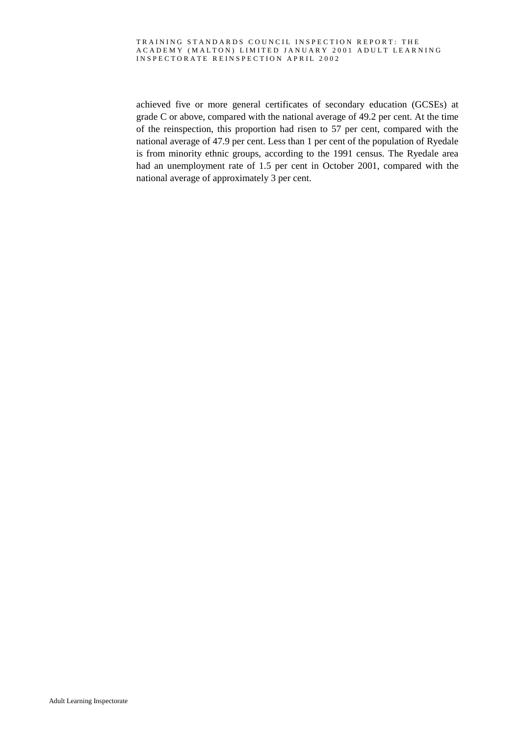achieved five or more general certificates of secondary education (GCSEs) at grade C or above, compared with the national average of 49.2 per cent. At the time of the reinspection, this proportion had risen to 57 per cent, compared with the national average of 47.9 per cent. Less than 1 per cent of the population of Ryedale is from minority ethnic groups, according to the 1991 census. The Ryedale area had an unemployment rate of 1.5 per cent in October 2001, compared with the national average of approximately 3 per cent.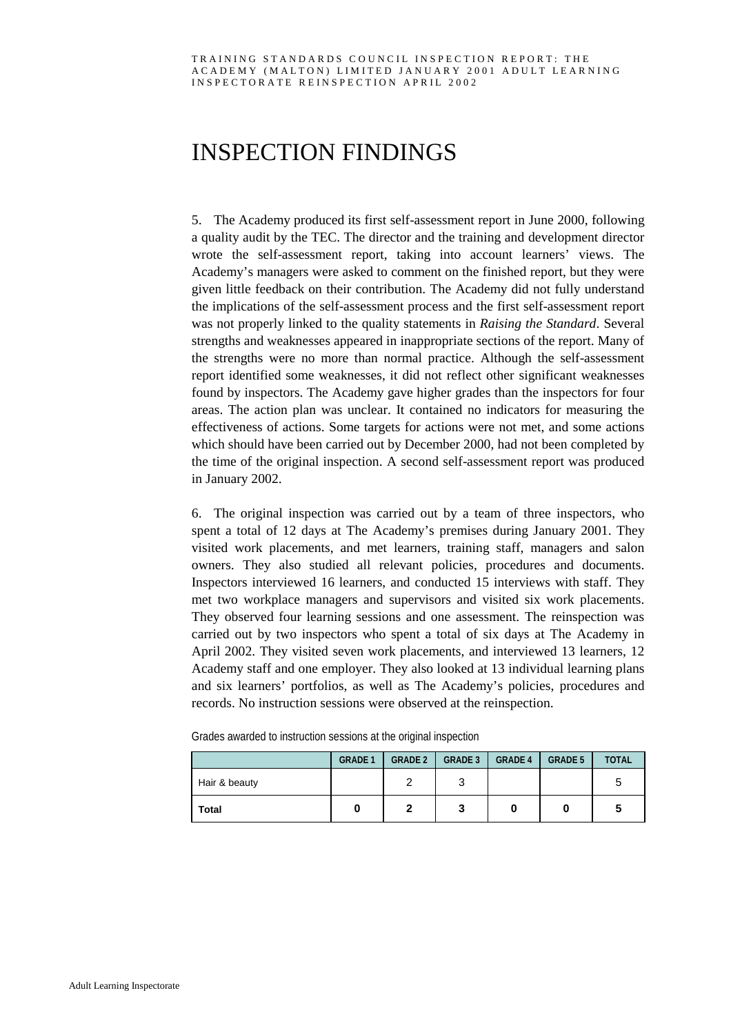# INSPECTION FINDINGS

5. The Academy produced its first self-assessment report in June 2000, following a quality audit by the TEC. The director and the training and development director wrote the self-assessment report, taking into account learners' views. The Academy's managers were asked to comment on the finished report, but they were given little feedback on their contribution. The Academy did not fully understand the implications of the self-assessment process and the first self-assessment report was not properly linked to the quality statements in *Raising the Standard*. Several strengths and weaknesses appeared in inappropriate sections of the report. Many of the strengths were no more than normal practice. Although the self-assessment report identified some weaknesses, it did not reflect other significant weaknesses found by inspectors. The Academy gave higher grades than the inspectors for four areas. The action plan was unclear. It contained no indicators for measuring the effectiveness of actions. Some targets for actions were not met, and some actions which should have been carried out by December 2000, had not been completed by the time of the original inspection. A second self-assessment report was produced in January 2002.

6. The original inspection was carried out by a team of three inspectors, who spent a total of 12 days at The Academy's premises during January 2001. They visited work placements, and met learners, training staff, managers and salon owners. They also studied all relevant policies, procedures and documents. Inspectors interviewed 16 learners, and conducted 15 interviews with staff. They met two workplace managers and supervisors and visited six work placements. They observed four learning sessions and one assessment. The reinspection was carried out by two inspectors who spent a total of six days at The Academy in April 2002. They visited seven work placements, and interviewed 13 learners, 12 Academy staff and one employer. They also looked at 13 individual learning plans and six learners' portfolios, as well as The Academy's policies, procedures and records. No instruction sessions were observed at the reinspection.

Grades awarded to instruction sessions at the original inspection

| | GRADE 1 | GRADE 2 | GRADE 3 | GRADE 4 | GRADE 5 | TOTAL |
|---|---|---|---|---|---|---|
| Hair & beauty | | 2 | 3 | | | 5 |
| **Total** | **0** | **2** | **3** | **0** | **0** | **5** |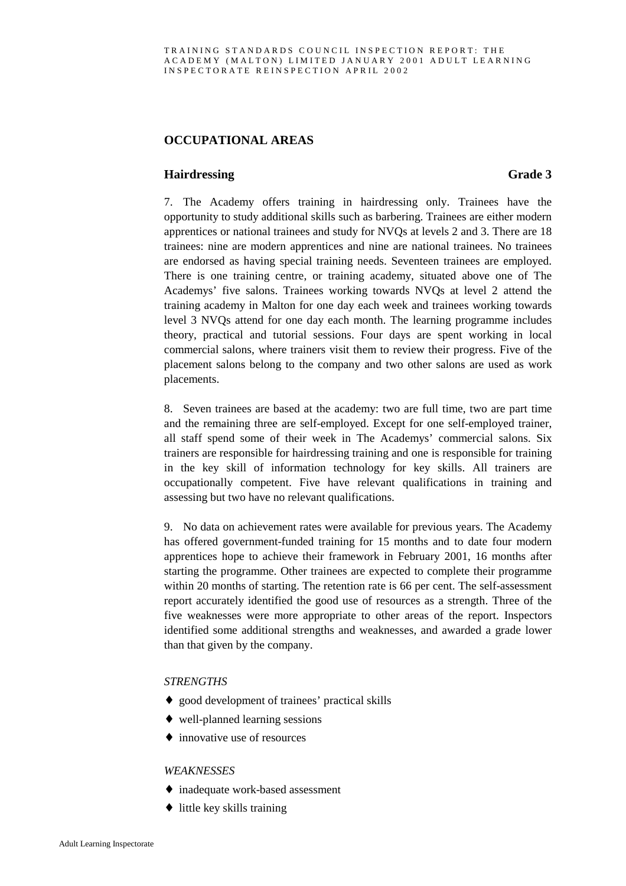## OCCUPATIONAL AREAS

### Hairdressing **Grade 3**

7. The Academy offers training in hairdressing only. Trainees have the opportunity to study additional skills such as barbering. Trainees are either modern apprentices or national trainees and study for NVQs at levels 2 and 3. There are 18 trainees: nine are modern apprentices and nine are national trainees. No trainees are endorsed as having special training needs. Seventeen trainees are employed. There is one training centre, or training academy, situated above one of The Academys' five salons. Trainees working towards NVQs at level 2 attend the training academy in Malton for one day each week and trainees working towards level 3 NVQs attend for one day each month. The learning programme includes theory, practical and tutorial sessions. Four days are spent working in local commercial salons, where trainers visit them to review their progress. Five of the placement salons belong to the company and two other salons are used as work placements.

8. Seven trainees are based at the academy: two are full time, two are part time and the remaining three are self-employed. Except for one self-employed trainer, all staff spend some of their week in The Academys' commercial salons. Six trainers are responsible for hairdressing training and one is responsible for training in the key skill of information technology for key skills. All trainers are occupationally competent. Five have relevant qualifications in training and assessing but two have no relevant qualifications.

9. No data on achievement rates were available for previous years. The Academy has offered government-funded training for 15 months and to date four modern apprentices hope to achieve their framework in February 2001, 16 months after starting the programme. Other trainees are expected to complete their programme within 20 months of starting. The retention rate is 66 per cent. The self-assessment report accurately identified the good use of resources as a strength. Three of the five weaknesses were more appropriate to other areas of the report. Inspectors identified some additional strengths and weaknesses, and awarded a grade lower than that given by the company.

*STRENGTHS*

- good development of trainees' practical skills
- well-planned learning sessions
- innovative use of resources

*WEAKNESSES*

- inadequate work-based assessment
- little key skills training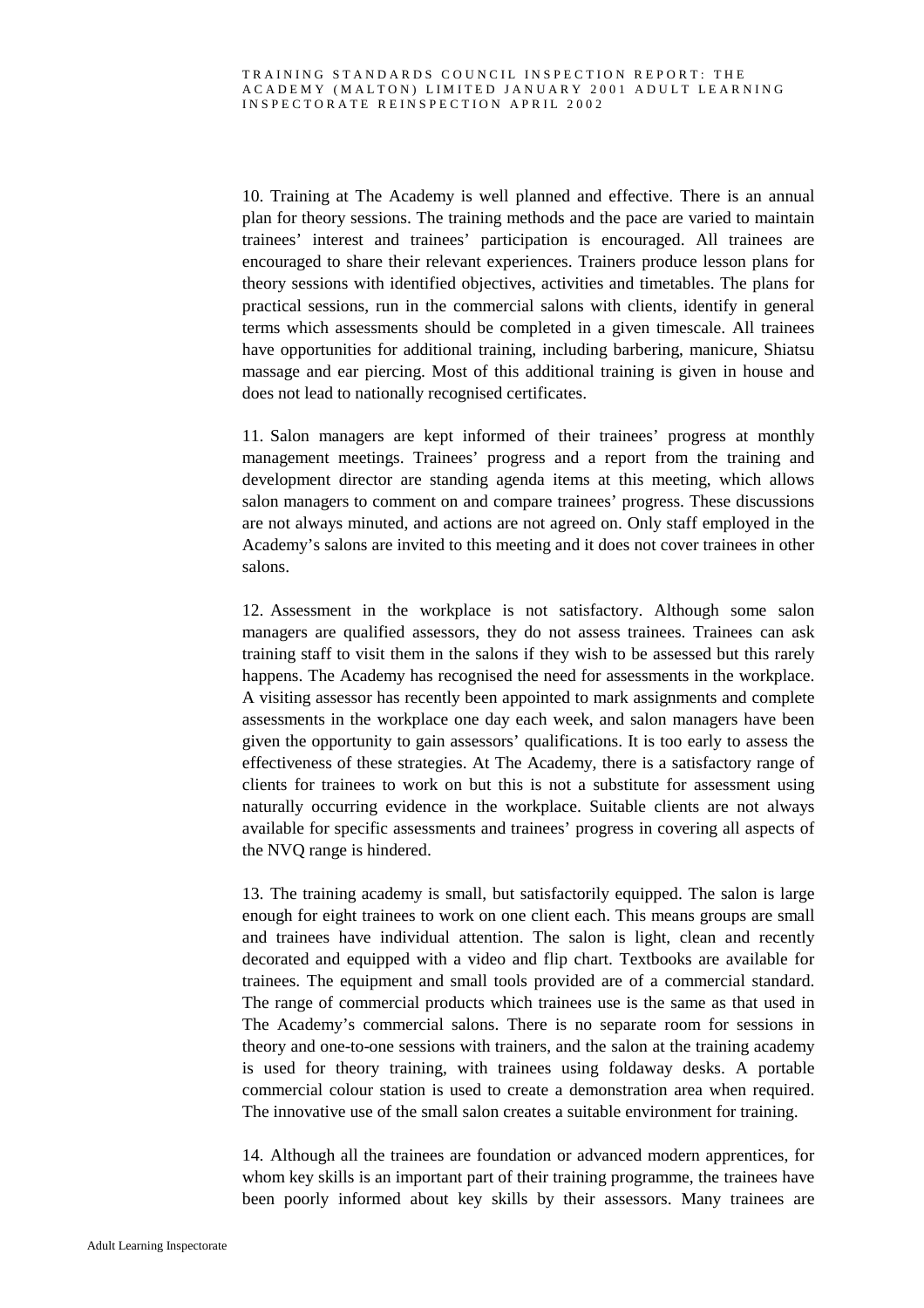10. Training at The Academy is well planned and effective. There is an annual plan for theory sessions. The training methods and the pace are varied to maintain trainees' interest and trainees' participation is encouraged. All trainees are encouraged to share their relevant experiences. Trainers produce lesson plans for theory sessions with identified objectives, activities and timetables. The plans for practical sessions, run in the commercial salons with clients, identify in general terms which assessments should be completed in a given timescale. All trainees have opportunities for additional training, including barbering, manicure, Shiatsu massage and ear piercing. Most of this additional training is given in house and does not lead to nationally recognised certificates.

11. Salon managers are kept informed of their trainees' progress at monthly management meetings. Trainees' progress and a report from the training and development director are standing agenda items at this meeting, which allows salon managers to comment on and compare trainees' progress. These discussions are not always minuted, and actions are not agreed on. Only staff employed in the Academy's salons are invited to this meeting and it does not cover trainees in other salons.

12. Assessment in the workplace is not satisfactory. Although some salon managers are qualified assessors, they do not assess trainees. Trainees can ask training staff to visit them in the salons if they wish to be assessed but this rarely happens. The Academy has recognised the need for assessments in the workplace. A visiting assessor has recently been appointed to mark assignments and complete assessments in the workplace one day each week, and salon managers have been given the opportunity to gain assessors' qualifications. It is too early to assess the effectiveness of these strategies. At The Academy, there is a satisfactory range of clients for trainees to work on but this is not a substitute for assessment using naturally occurring evidence in the workplace. Suitable clients are not always available for specific assessments and trainees' progress in covering all aspects of the NVQ range is hindered.

13. The training academy is small, but satisfactorily equipped. The salon is large enough for eight trainees to work on one client each. This means groups are small and trainees have individual attention. The salon is light, clean and recently decorated and equipped with a video and flip chart. Textbooks are available for trainees. The equipment and small tools provided are of a commercial standard. The range of commercial products which trainees use is the same as that used in The Academy's commercial salons. There is no separate room for sessions in theory and one-to-one sessions with trainers, and the salon at the training academy is used for theory training, with trainees using foldaway desks. A portable commercial colour station is used to create a demonstration area when required. The innovative use of the small salon creates a suitable environment for training.

14. Although all the trainees are foundation or advanced modern apprentices, for whom key skills is an important part of their training programme, the trainees have been poorly informed about key skills by their assessors. Many trainees are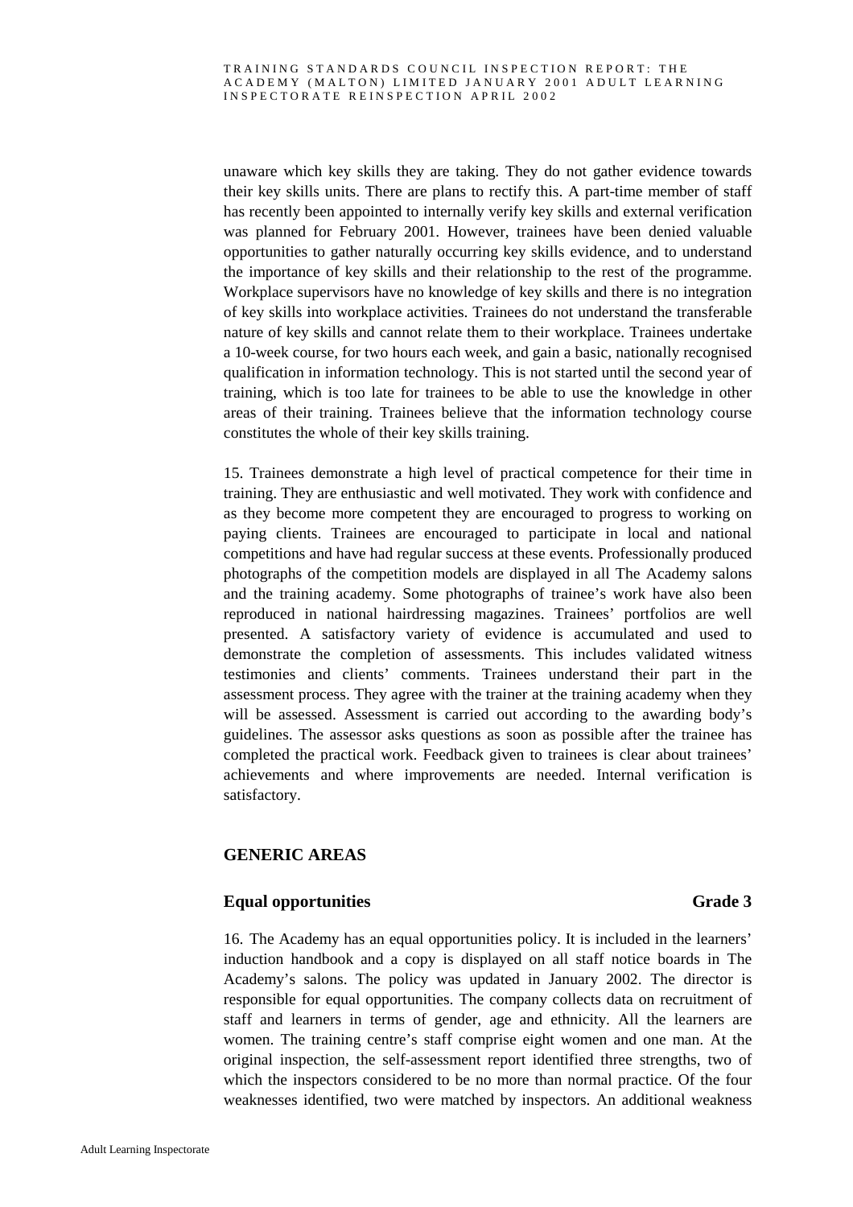unaware which key skills they are taking. They do not gather evidence towards their key skills units. There are plans to rectify this. A part-time member of staff has recently been appointed to internally verify key skills and external verification was planned for February 2001. However, trainees have been denied valuable opportunities to gather naturally occurring key skills evidence, and to understand the importance of key skills and their relationship to the rest of the programme. Workplace supervisors have no knowledge of key skills and there is no integration of key skills into workplace activities. Trainees do not understand the transferable nature of key skills and cannot relate them to their workplace. Trainees undertake a 10-week course, for two hours each week, and gain a basic, nationally recognised qualification in information technology. This is not started until the second year of training, which is too late for trainees to be able to use the knowledge in other areas of their training. Trainees believe that the information technology course constitutes the whole of their key skills training.

15. Trainees demonstrate a high level of practical competence for their time in training. They are enthusiastic and well motivated. They work with confidence and as they become more competent they are encouraged to progress to working on paying clients. Trainees are encouraged to participate in local and national competitions and have had regular success at these events. Professionally produced photographs of the competition models are displayed in all The Academy salons and the training academy. Some photographs of trainee's work have also been reproduced in national hairdressing magazines. Trainees' portfolios are well presented. A satisfactory variety of evidence is accumulated and used to demonstrate the completion of assessments. This includes validated witness testimonies and clients' comments. Trainees understand their part in the assessment process. They agree with the trainer at the training academy when they will be assessed. Assessment is carried out according to the awarding body's guidelines. The assessor asks questions as soon as possible after the trainee has completed the practical work. Feedback given to trainees is clear about trainees' achievements and where improvements are needed. Internal verification is satisfactory.

## GENERIC AREAS

### Equal opportunities Grade 3

16. The Academy has an equal opportunities policy. It is included in the learners' induction handbook and a copy is displayed on all staff notice boards in The Academy's salons. The policy was updated in January 2002. The director is responsible for equal opportunities. The company collects data on recruitment of staff and learners in terms of gender, age and ethnicity. All the learners are women. The training centre's staff comprise eight women and one man. At the original inspection, the self-assessment report identified three strengths, two of which the inspectors considered to be no more than normal practice. Of the four weaknesses identified, two were matched by inspectors. An additional weakness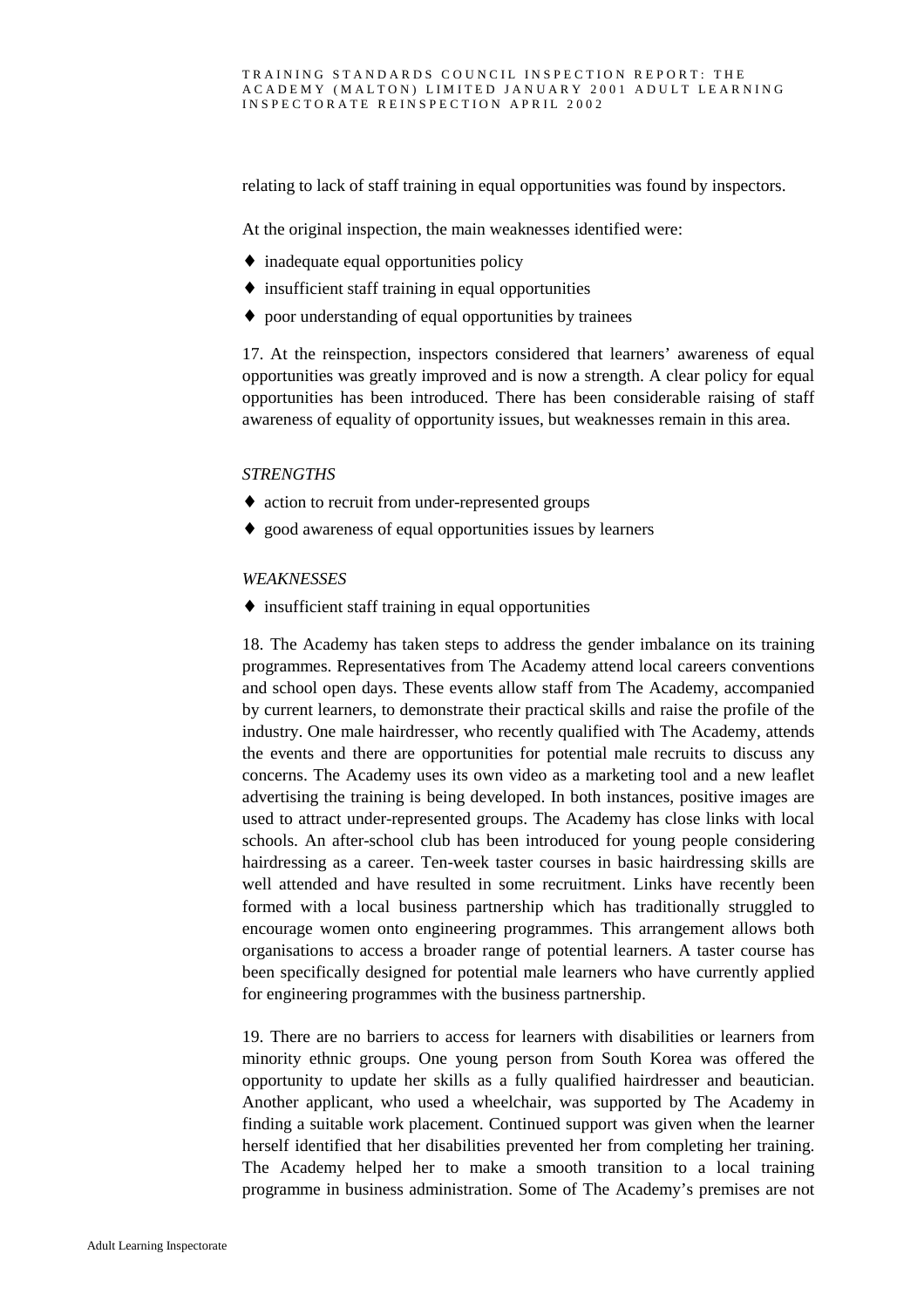relating to lack of staff training in equal opportunities was found by inspectors.

At the original inspection, the main weaknesses identified were:

- inadequate equal opportunities policy
- insufficient staff training in equal opportunities
- poor understanding of equal opportunities by trainees

17. At the reinspection, inspectors considered that learners' awareness of equal opportunities was greatly improved and is now a strength. A clear policy for equal opportunities has been introduced. There has been considerable raising of staff awareness of equality of opportunity issues, but weaknesses remain in this area.

*STRENGTHS*

- action to recruit from under-represented groups
- good awareness of equal opportunities issues by learners

*WEAKNESSES*

- insufficient staff training in equal opportunities

18. The Academy has taken steps to address the gender imbalance on its training programmes. Representatives from The Academy attend local careers conventions and school open days. These events allow staff from The Academy, accompanied by current learners, to demonstrate their practical skills and raise the profile of the industry. One male hairdresser, who recently qualified with The Academy, attends the events and there are opportunities for potential male recruits to discuss any concerns. The Academy uses its own video as a marketing tool and a new leaflet advertising the training is being developed. In both instances, positive images are used to attract under-represented groups. The Academy has close links with local schools. An after-school club has been introduced for young people considering hairdressing as a career. Ten-week taster courses in basic hairdressing skills are well attended and have resulted in some recruitment. Links have recently been formed with a local business partnership which has traditionally struggled to encourage women onto engineering programmes. This arrangement allows both organisations to access a broader range of potential learners. A taster course has been specifically designed for potential male learners who have currently applied for engineering programmes with the business partnership.

19. There are no barriers to access for learners with disabilities or learners from minority ethnic groups. One young person from South Korea was offered the opportunity to update her skills as a fully qualified hairdresser and beautician. Another applicant, who used a wheelchair, was supported by The Academy in finding a suitable work placement. Continued support was given when the learner herself identified that her disabilities prevented her from completing her training. The Academy helped her to make a smooth transition to a local training programme in business administration. Some of The Academy's premises are not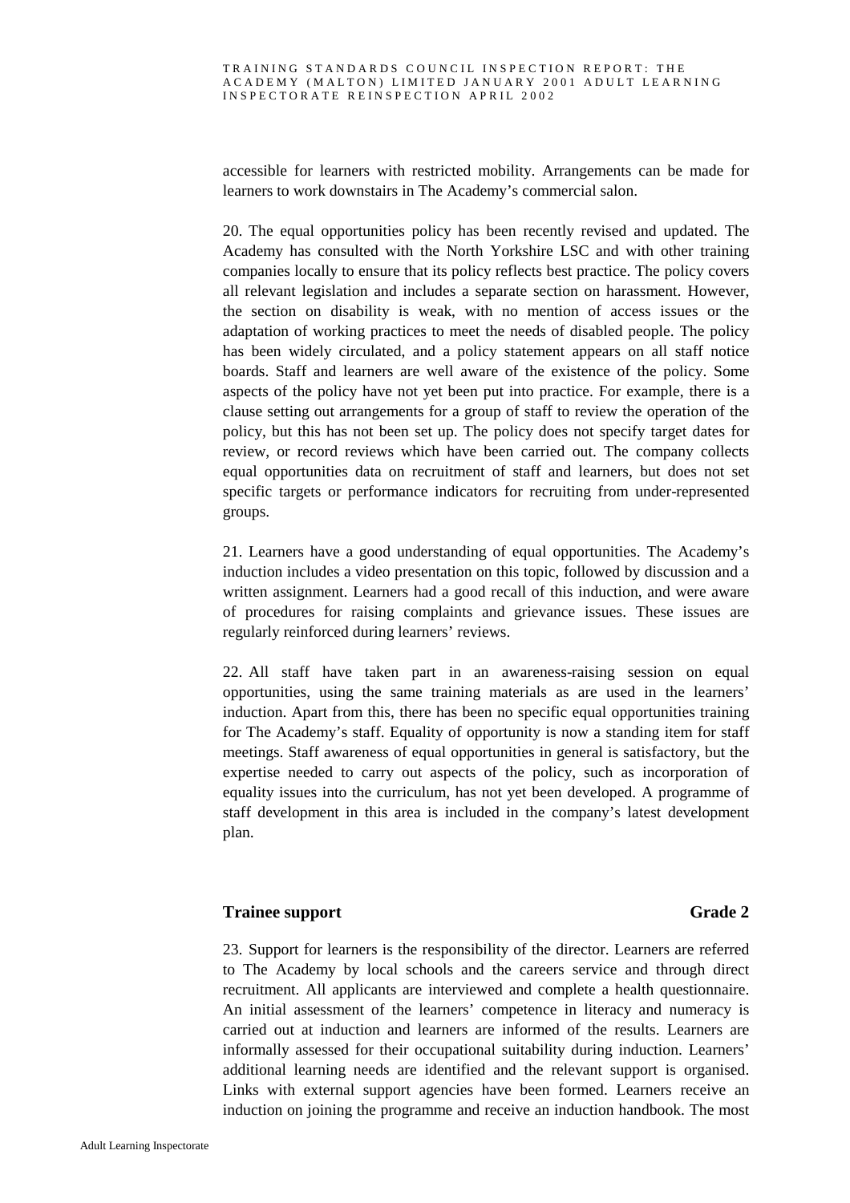accessible for learners with restricted mobility. Arrangements can be made for learners to work downstairs in The Academy's commercial salon.

20. The equal opportunities policy has been recently revised and updated. The Academy has consulted with the North Yorkshire LSC and with other training companies locally to ensure that its policy reflects best practice. The policy covers all relevant legislation and includes a separate section on harassment. However, the section on disability is weak, with no mention of access issues or the adaptation of working practices to meet the needs of disabled people. The policy has been widely circulated, and a policy statement appears on all staff notice boards. Staff and learners are well aware of the existence of the policy. Some aspects of the policy have not yet been put into practice. For example, there is a clause setting out arrangements for a group of staff to review the operation of the policy, but this has not been set up. The policy does not specify target dates for review, or record reviews which have been carried out. The company collects equal opportunities data on recruitment of staff and learners, but does not set specific targets or performance indicators for recruiting from under-represented groups.

21. Learners have a good understanding of equal opportunities. The Academy's induction includes a video presentation on this topic, followed by discussion and a written assignment. Learners had a good recall of this induction, and were aware of procedures for raising complaints and grievance issues. These issues are regularly reinforced during learners' reviews.

22. All staff have taken part in an awareness-raising session on equal opportunities, using the same training materials as are used in the learners' induction. Apart from this, there has been no specific equal opportunities training for The Academy's staff. Equality of opportunity is now a standing item for staff meetings. Staff awareness of equal opportunities in general is satisfactory, but the expertise needed to carry out aspects of the policy, such as incorporation of equality issues into the curriculum, has not yet been developed. A programme of staff development in this area is included in the company's latest development plan.

### Trainee support — Grade 2

23. Support for learners is the responsibility of the director. Learners are referred to The Academy by local schools and the careers service and through direct recruitment. All applicants are interviewed and complete a health questionnaire. An initial assessment of the learners' competence in literacy and numeracy is carried out at induction and learners are informed of the results. Learners are informally assessed for their occupational suitability during induction. Learners' additional learning needs are identified and the relevant support is organised. Links with external support agencies have been formed. Learners receive an induction on joining the programme and receive an induction handbook. The most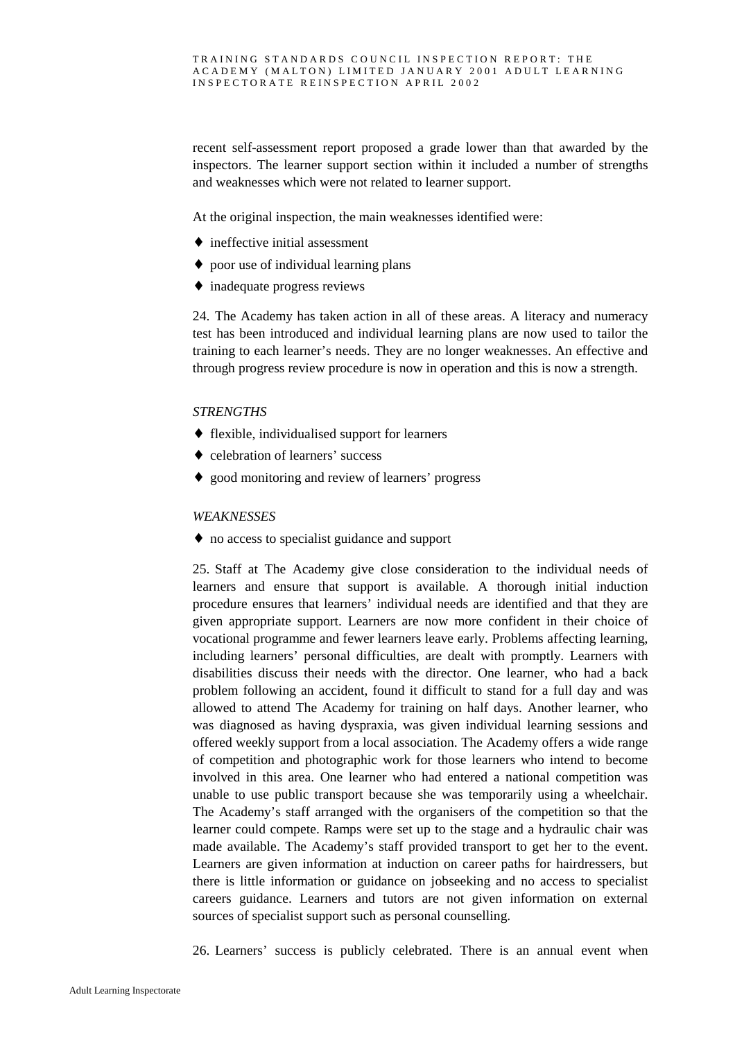recent self-assessment report proposed a grade lower than that awarded by the inspectors. The learner support section within it included a number of strengths and weaknesses which were not related to learner support.

At the original inspection, the main weaknesses identified were:

- ineffective initial assessment
- poor use of individual learning plans
- inadequate progress reviews

24. The Academy has taken action in all of these areas. A literacy and numeracy test has been introduced and individual learning plans are now used to tailor the training to each learner's needs. They are no longer weaknesses. An effective and through progress review procedure is now in operation and this is now a strength.

*STRENGTHS*

- flexible, individualised support for learners
- celebration of learners' success
- good monitoring and review of learners' progress

*WEAKNESSES*

- no access to specialist guidance and support

25. Staff at The Academy give close consideration to the individual needs of learners and ensure that support is available. A thorough initial induction procedure ensures that learners' individual needs are identified and that they are given appropriate support. Learners are now more confident in their choice of vocational programme and fewer learners leave early. Problems affecting learning, including learners' personal difficulties, are dealt with promptly. Learners with disabilities discuss their needs with the director. One learner, who had a back problem following an accident, found it difficult to stand for a full day and was allowed to attend The Academy for training on half days. Another learner, who was diagnosed as having dyspraxia, was given individual learning sessions and offered weekly support from a local association. The Academy offers a wide range of competition and photographic work for those learners who intend to become involved in this area. One learner who had entered a national competition was unable to use public transport because she was temporarily using a wheelchair. The Academy's staff arranged with the organisers of the competition so that the learner could compete. Ramps were set up to the stage and a hydraulic chair was made available. The Academy's staff provided transport to get her to the event. Learners are given information at induction on career paths for hairdressers, but there is little information or guidance on jobseeking and no access to specialist careers guidance. Learners and tutors are not given information on external sources of specialist support such as personal counselling.

26. Learners' success is publicly celebrated. There is an annual event when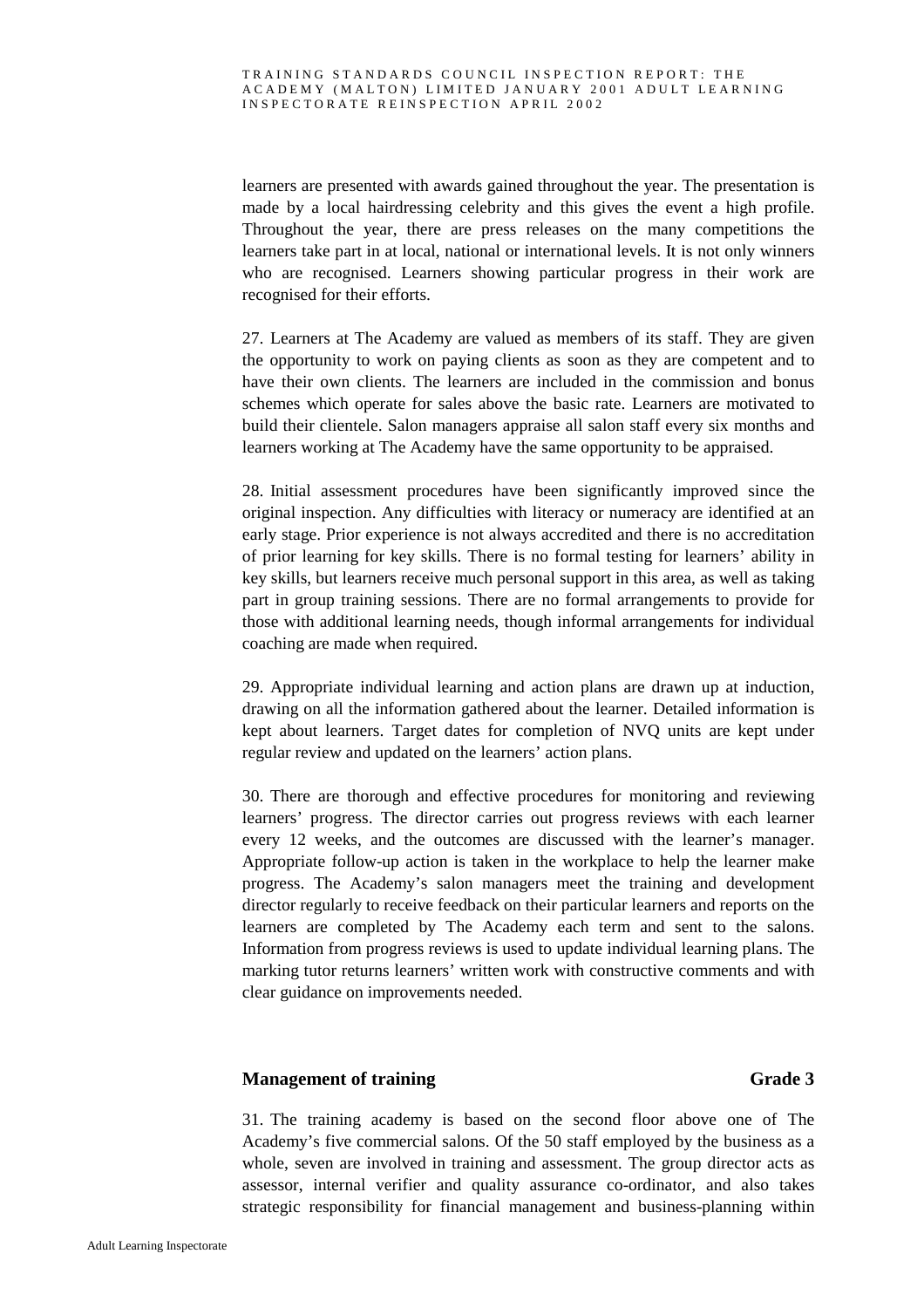learners are presented with awards gained throughout the year. The presentation is made by a local hairdressing celebrity and this gives the event a high profile. Throughout the year, there are press releases on the many competitions the learners take part in at local, national or international levels. It is not only winners who are recognised. Learners showing particular progress in their work are recognised for their efforts.

27. Learners at The Academy are valued as members of its staff. They are given the opportunity to work on paying clients as soon as they are competent and to have their own clients. The learners are included in the commission and bonus schemes which operate for sales above the basic rate. Learners are motivated to build their clientele. Salon managers appraise all salon staff every six months and learners working at The Academy have the same opportunity to be appraised.

28. Initial assessment procedures have been significantly improved since the original inspection. Any difficulties with literacy or numeracy are identified at an early stage. Prior experience is not always accredited and there is no accreditation of prior learning for key skills. There is no formal testing for learners' ability in key skills, but learners receive much personal support in this area, as well as taking part in group training sessions. There are no formal arrangements to provide for those with additional learning needs, though informal arrangements for individual coaching are made when required.

29. Appropriate individual learning and action plans are drawn up at induction, drawing on all the information gathered about the learner. Detailed information is kept about learners. Target dates for completion of NVQ units are kept under regular review and updated on the learners' action plans.

30. There are thorough and effective procedures for monitoring and reviewing learners' progress. The director carries out progress reviews with each learner every 12 weeks, and the outcomes are discussed with the learner's manager. Appropriate follow-up action is taken in the workplace to help the learner make progress. The Academy's salon managers meet the training and development director regularly to receive feedback on their particular learners and reports on the learners are completed by The Academy each term and sent to the salons. Information from progress reviews is used to update individual learning plans. The marking tutor returns learners' written work with constructive comments and with clear guidance on improvements needed.

### Management of training — Grade 3

31. The training academy is based on the second floor above one of The Academy's five commercial salons. Of the 50 staff employed by the business as a whole, seven are involved in training and assessment. The group director acts as assessor, internal verifier and quality assurance co-ordinator, and also takes strategic responsibility for financial management and business-planning within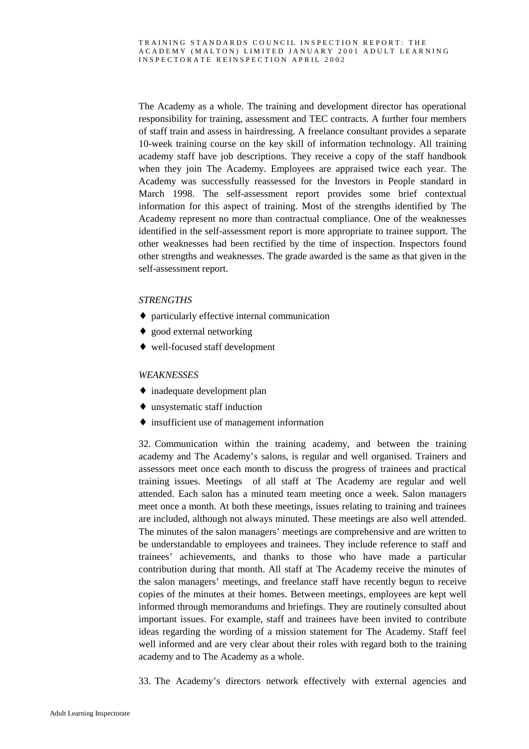The Academy as a whole. The training and development director has operational responsibility for training, assessment and TEC contracts. A further four members of staff train and assess in hairdressing. A freelance consultant provides a separate 10-week training course on the key skill of information technology. All training academy staff have job descriptions. They receive a copy of the staff handbook when they join The Academy. Employees are appraised twice each year. The Academy was successfully reassessed for the Investors in People standard in March 1998. The self-assessment report provides some brief contextual information for this aspect of training. Most of the strengths identified by The Academy represent no more than contractual compliance. One of the weaknesses identified in the self-assessment report is more appropriate to trainee support. The other weaknesses had been rectified by the time of inspection. Inspectors found other strengths and weaknesses. The grade awarded is the same as that given in the self-assessment report.

*STRENGTHS*

- particularly effective internal communication
- good external networking
- well-focused staff development

*WEAKNESSES*

- inadequate development plan
- unsystematic staff induction
- insufficient use of management information

32. Communication within the training academy, and between the training academy and The Academy's salons, is regular and well organised. Trainers and assessors meet once each month to discuss the progress of trainees and practical training issues. Meetings of all staff at The Academy are regular and well attended. Each salon has a minuted team meeting once a week. Salon managers meet once a month. At both these meetings, issues relating to training and trainees are included, although not always minuted. These meetings are also well attended. The minutes of the salon managers' meetings are comprehensive and are written to be understandable to employees and trainees. They include reference to staff and trainees' achievements, and thanks to those who have made a particular contribution during that month. All staff at The Academy receive the minutes of the salon managers' meetings, and freelance staff have recently begun to receive copies of the minutes at their homes. Between meetings, employees are kept well informed through memorandums and briefings. They are routinely consulted about important issues. For example, staff and trainees have been invited to contribute ideas regarding the wording of a mission statement for The Academy. Staff feel well informed and are very clear about their roles with regard both to the training academy and to The Academy as a whole.

33. The Academy's directors network effectively with external agencies and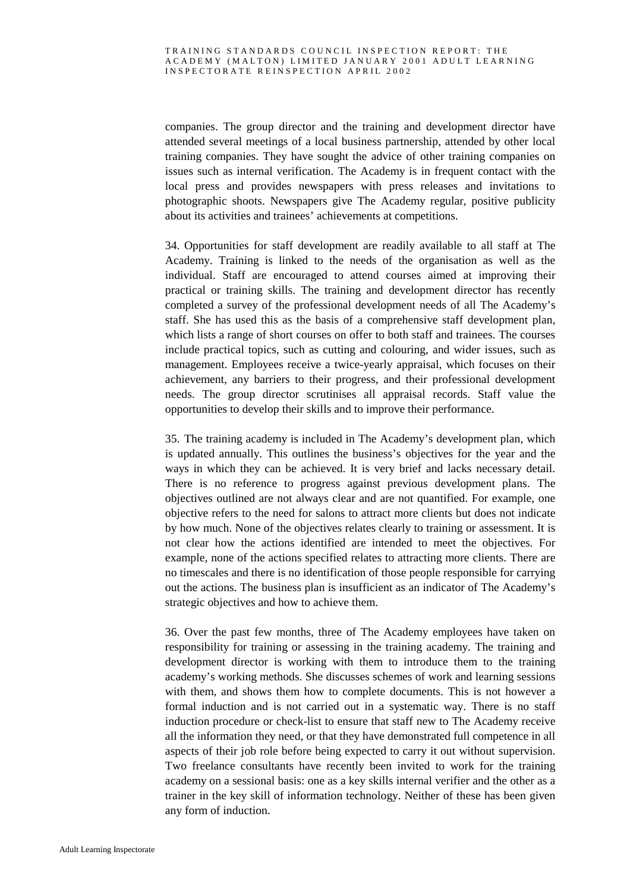companies. The group director and the training and development director have attended several meetings of a local business partnership, attended by other local training companies. They have sought the advice of other training companies on issues such as internal verification. The Academy is in frequent contact with the local press and provides newspapers with press releases and invitations to photographic shoots. Newspapers give The Academy regular, positive publicity about its activities and trainees' achievements at competitions.

34. Opportunities for staff development are readily available to all staff at The Academy. Training is linked to the needs of the organisation as well as the individual. Staff are encouraged to attend courses aimed at improving their practical or training skills. The training and development director has recently completed a survey of the professional development needs of all The Academy's staff. She has used this as the basis of a comprehensive staff development plan, which lists a range of short courses on offer to both staff and trainees. The courses include practical topics, such as cutting and colouring, and wider issues, such as management. Employees receive a twice-yearly appraisal, which focuses on their achievement, any barriers to their progress, and their professional development needs. The group director scrutinises all appraisal records. Staff value the opportunities to develop their skills and to improve their performance.

35. The training academy is included in The Academy's development plan, which is updated annually. This outlines the business's objectives for the year and the ways in which they can be achieved. It is very brief and lacks necessary detail. There is no reference to progress against previous development plans. The objectives outlined are not always clear and are not quantified. For example, one objective refers to the need for salons to attract more clients but does not indicate by how much. None of the objectives relates clearly to training or assessment. It is not clear how the actions identified are intended to meet the objectives. For example, none of the actions specified relates to attracting more clients. There are no timescales and there is no identification of those people responsible for carrying out the actions. The business plan is insufficient as an indicator of The Academy's strategic objectives and how to achieve them.

36. Over the past few months, three of The Academy employees have taken on responsibility for training or assessing in the training academy. The training and development director is working with them to introduce them to the training academy's working methods. She discusses schemes of work and learning sessions with them, and shows them how to complete documents. This is not however a formal induction and is not carried out in a systematic way. There is no staff induction procedure or check-list to ensure that staff new to The Academy receive all the information they need, or that they have demonstrated full competence in all aspects of their job role before being expected to carry it out without supervision. Two freelance consultants have recently been invited to work for the training academy on a sessional basis: one as a key skills internal verifier and the other as a trainer in the key skill of information technology. Neither of these has been given any form of induction.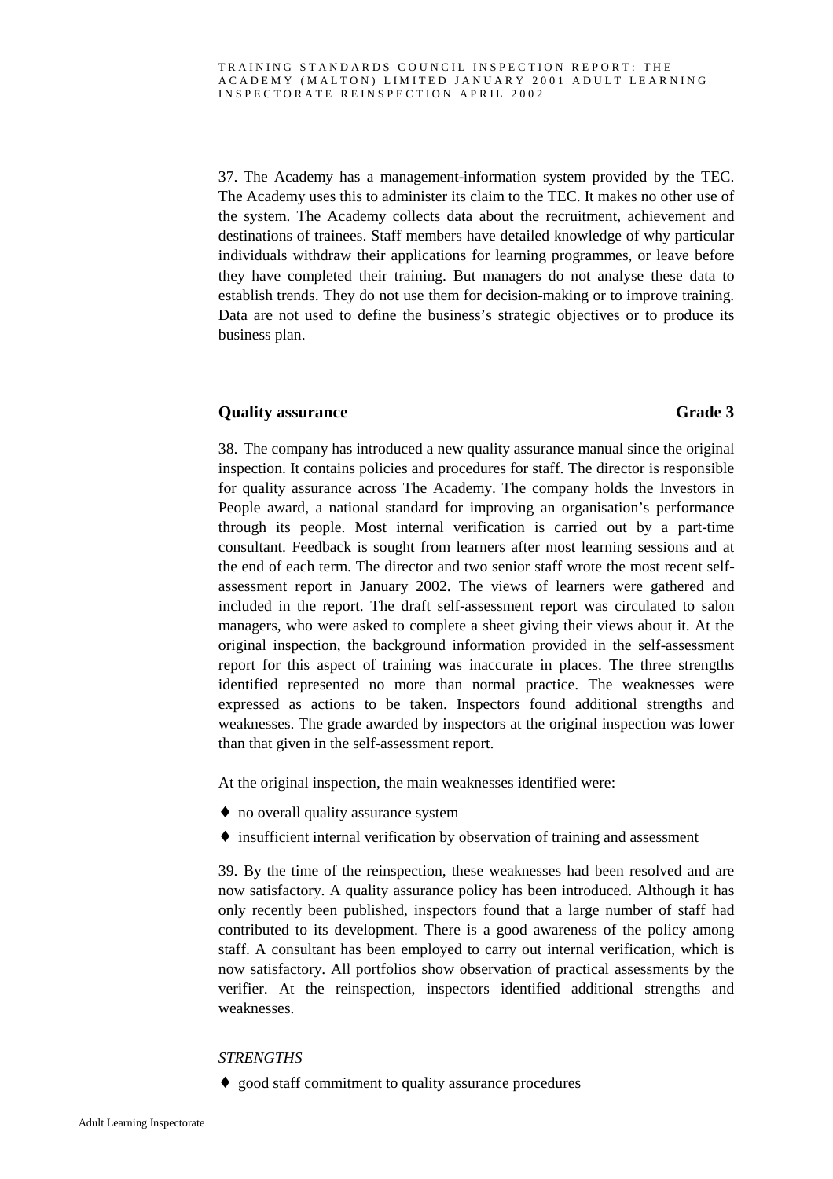37. The Academy has a management-information system provided by the TEC. The Academy uses this to administer its claim to the TEC. It makes no other use of the system. The Academy collects data about the recruitment, achievement and destinations of trainees. Staff members have detailed knowledge of why particular individuals withdraw their applications for learning programmes, or leave before they have completed their training. But managers do not analyse these data to establish trends. They do not use them for decision-making or to improve training. Data are not used to define the business's strategic objectives or to produce its business plan.

### Quality assurance **Grade 3**

38. The company has introduced a new quality assurance manual since the original inspection. It contains policies and procedures for staff. The director is responsible for quality assurance across The Academy. The company holds the Investors in People award, a national standard for improving an organisation's performance through its people. Most internal verification is carried out by a part-time consultant. Feedback is sought from learners after most learning sessions and at the end of each term. The director and two senior staff wrote the most recent self-assessment report in January 2002. The views of learners were gathered and included in the report. The draft self-assessment report was circulated to salon managers, who were asked to complete a sheet giving their views about it. At the original inspection, the background information provided in the self-assessment report for this aspect of training was inaccurate in places. The three strengths identified represented no more than normal practice. The weaknesses were expressed as actions to be taken. Inspectors found additional strengths and weaknesses. The grade awarded by inspectors at the original inspection was lower than that given in the self-assessment report.

At the original inspection, the main weaknesses identified were:

- no overall quality assurance system
- insufficient internal verification by observation of training and assessment

39. By the time of the reinspection, these weaknesses had been resolved and are now satisfactory. A quality assurance policy has been introduced. Although it has only recently been published, inspectors found that a large number of staff had contributed to its development. There is a good awareness of the policy among staff. A consultant has been employed to carry out internal verification, which is now satisfactory. All portfolios show observation of practical assessments by the verifier. At the reinspection, inspectors identified additional strengths and weaknesses.

*STRENGTHS*

- good staff commitment to quality assurance procedures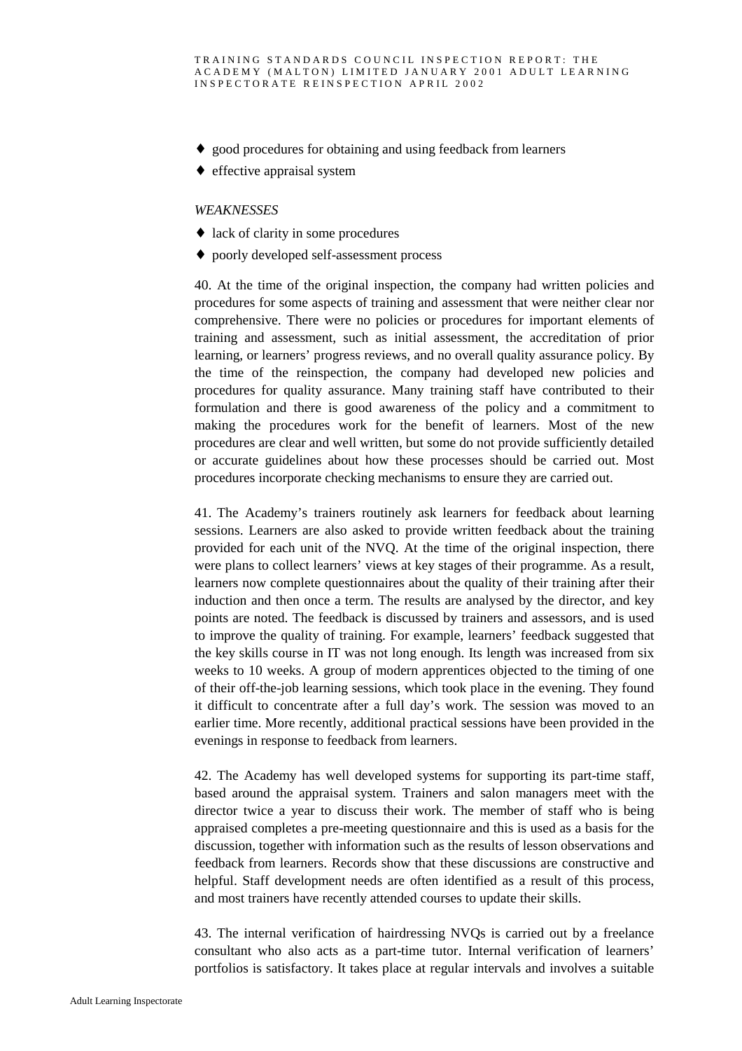- good procedures for obtaining and using feedback from learners
- effective appraisal system

*WEAKNESSES*

- lack of clarity in some procedures
- poorly developed self-assessment process

40. At the time of the original inspection, the company had written policies and procedures for some aspects of training and assessment that were neither clear nor comprehensive. There were no policies or procedures for important elements of training and assessment, such as initial assessment, the accreditation of prior learning, or learners' progress reviews, and no overall quality assurance policy. By the time of the reinspection, the company had developed new policies and procedures for quality assurance. Many training staff have contributed to their formulation and there is good awareness of the policy and a commitment to making the procedures work for the benefit of learners. Most of the new procedures are clear and well written, but some do not provide sufficiently detailed or accurate guidelines about how these processes should be carried out. Most procedures incorporate checking mechanisms to ensure they are carried out.

41. The Academy's trainers routinely ask learners for feedback about learning sessions. Learners are also asked to provide written feedback about the training provided for each unit of the NVQ. At the time of the original inspection, there were plans to collect learners' views at key stages of their programme. As a result, learners now complete questionnaires about the quality of their training after their induction and then once a term. The results are analysed by the director, and key points are noted. The feedback is discussed by trainers and assessors, and is used to improve the quality of training. For example, learners' feedback suggested that the key skills course in IT was not long enough. Its length was increased from six weeks to 10 weeks. A group of modern apprentices objected to the timing of one of their off-the-job learning sessions, which took place in the evening. They found it difficult to concentrate after a full day's work. The session was moved to an earlier time. More recently, additional practical sessions have been provided in the evenings in response to feedback from learners.

42. The Academy has well developed systems for supporting its part-time staff, based around the appraisal system. Trainers and salon managers meet with the director twice a year to discuss their work. The member of staff who is being appraised completes a pre-meeting questionnaire and this is used as a basis for the discussion, together with information such as the results of lesson observations and feedback from learners. Records show that these discussions are constructive and helpful. Staff development needs are often identified as a result of this process, and most trainers have recently attended courses to update their skills.

43. The internal verification of hairdressing NVQs is carried out by a freelance consultant who also acts as a part-time tutor. Internal verification of learners' portfolios is satisfactory. It takes place at regular intervals and involves a suitable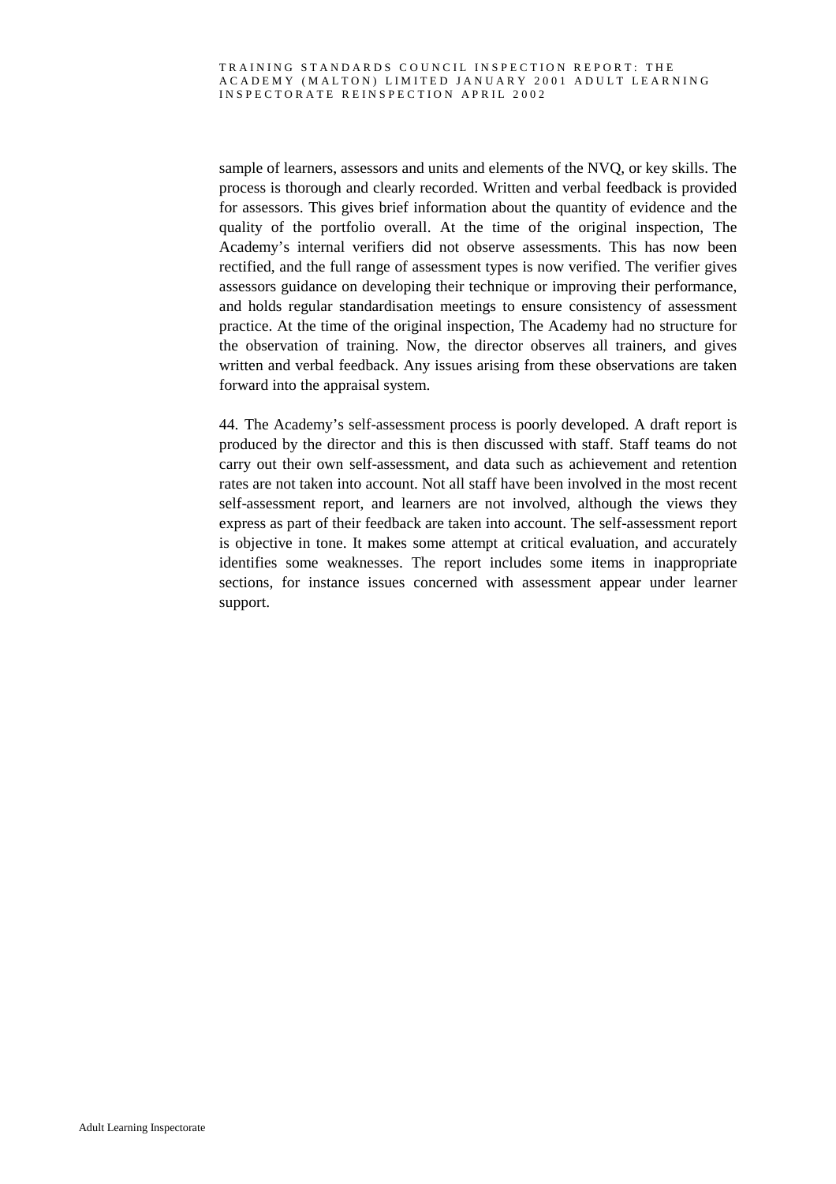sample of learners, assessors and units and elements of the NVQ, or key skills. The process is thorough and clearly recorded. Written and verbal feedback is provided for assessors. This gives brief information about the quantity of evidence and the quality of the portfolio overall. At the time of the original inspection, The Academy's internal verifiers did not observe assessments. This has now been rectified, and the full range of assessment types is now verified. The verifier gives assessors guidance on developing their technique or improving their performance, and holds regular standardisation meetings to ensure consistency of assessment practice. At the time of the original inspection, The Academy had no structure for the observation of training. Now, the director observes all trainers, and gives written and verbal feedback. Any issues arising from these observations are taken forward into the appraisal system.

44. The Academy's self-assessment process is poorly developed. A draft report is produced by the director and this is then discussed with staff. Staff teams do not carry out their own self-assessment, and data such as achievement and retention rates are not taken into account. Not all staff have been involved in the most recent self-assessment report, and learners are not involved, although the views they express as part of their feedback are taken into account. The self-assessment report is objective in tone. It makes some attempt at critical evaluation, and accurately identifies some weaknesses. The report includes some items in inappropriate sections, for instance issues concerned with assessment appear under learner support.